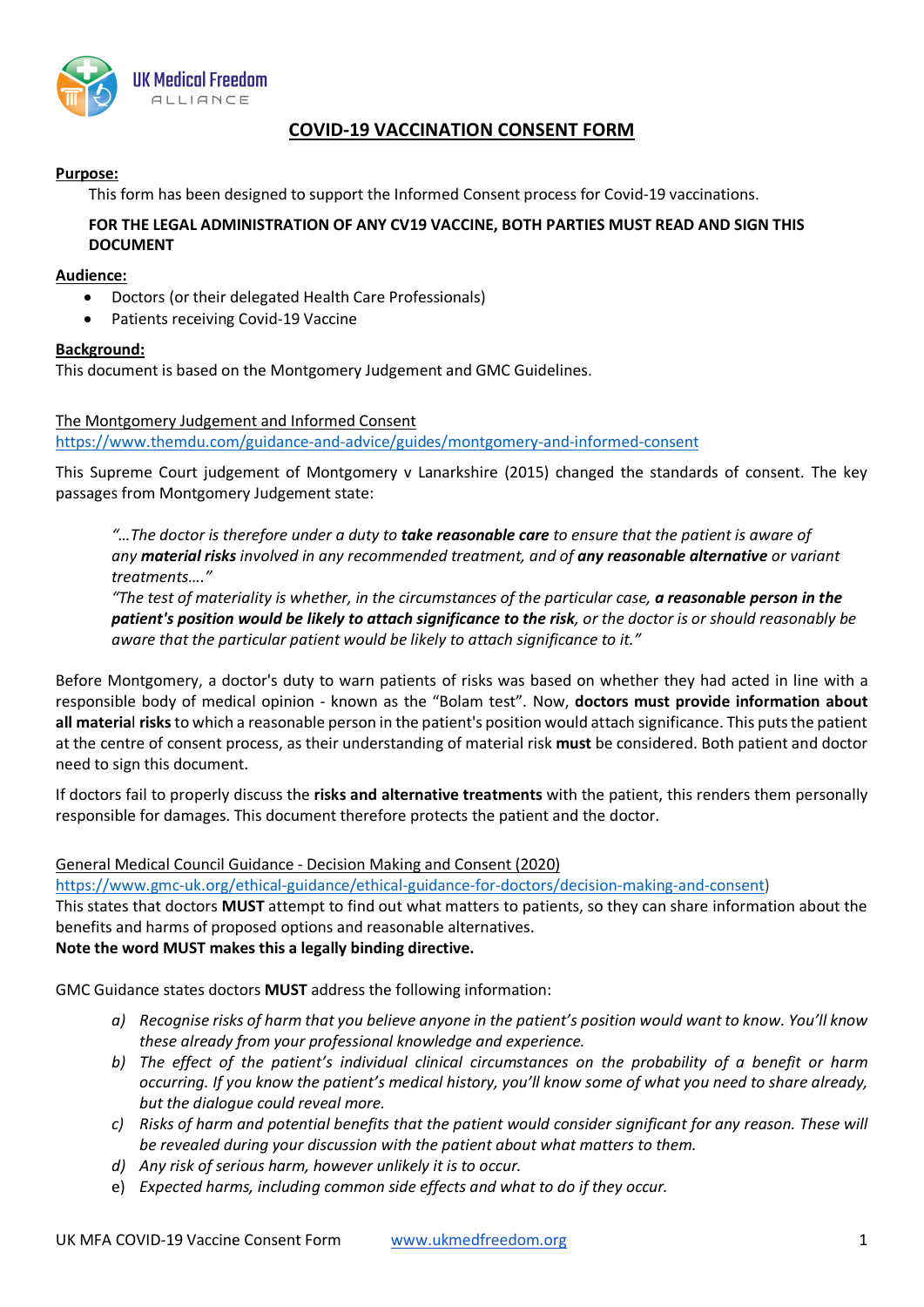UK Medical Freedom ALLIANCE

# COVID-19 VACCINATION CONSENT FORM

**Purpose:**

This form has been designed to support the Informed Consent process for Covid-19 vaccinations.

**FOR THE LEGAL ADMINISTRATION OF ANY CV19 VACCINE, BOTH PARTIES MUST READ AND SIGN THIS DOCUMENT**

**Audience:**

- Doctors (or their delegated Health Care Professionals)
- Patients receiving Covid-19 Vaccine

**Background:**

This document is based on the Montgomery Judgement and GMC Guidelines.

The Montgomery Judgement and Informed Consent
https://www.themdu.com/guidance-and-advice/guides/montgomery-and-informed-consent

This Supreme Court judgement of Montgomery v Lanarkshire (2015) changed the standards of consent. The key passages from Montgomery Judgement state:

> *"…The doctor is therefore under a duty to **take reasonable care** to ensure that the patient is aware of any **material risks** involved in any recommended treatment, and of **any reasonable alternative** or variant treatments…."*
>
> *"The test of materiality is whether, in the circumstances of the particular case, **a reasonable person in the patient's position would be likely to attach significance to the risk**, or the doctor is or should reasonably be aware that the particular patient would be likely to attach significance to it."*

Before Montgomery, a doctor's duty to warn patients of risks was based on whether they had acted in line with a responsible body of medical opinion - known as the "Bolam test". Now, **doctors must provide information about all material risks** to which a reasonable person in the patient's position would attach significance. This puts the patient at the centre of consent process, as their understanding of material risk **must** be considered. Both patient and doctor need to sign this document.

If doctors fail to properly discuss the **risks and alternative treatments** with the patient, this renders them personally responsible for damages. This document therefore protects the patient and the doctor.

General Medical Council Guidance - Decision Making and Consent (2020)
https://www.gmc-uk.org/ethical-guidance/ethical-guidance-for-doctors/decision-making-and-consent)
This states that doctors **MUST** attempt to find out what matters to patients, so they can share information about the benefits and harms of proposed options and reasonable alternatives.
**Note the word MUST makes this a legally binding directive.**

GMC Guidance states doctors **MUST** address the following information:

a) *Recognise risks of harm that you believe anyone in the patient's position would want to know. You'll know these already from your professional knowledge and experience.*
b) *The effect of the patient's individual clinical circumstances on the probability of a benefit or harm occurring. If you know the patient's medical history, you'll know some of what you need to share already, but the dialogue could reveal more.*
c) *Risks of harm and potential benefits that the patient would consider significant for any reason. These will be revealed during your discussion with the patient about what matters to them.*
d) *Any risk of serious harm, however unlikely it is to occur.*
e) *Expected harms, including common side effects and what to do if they occur.*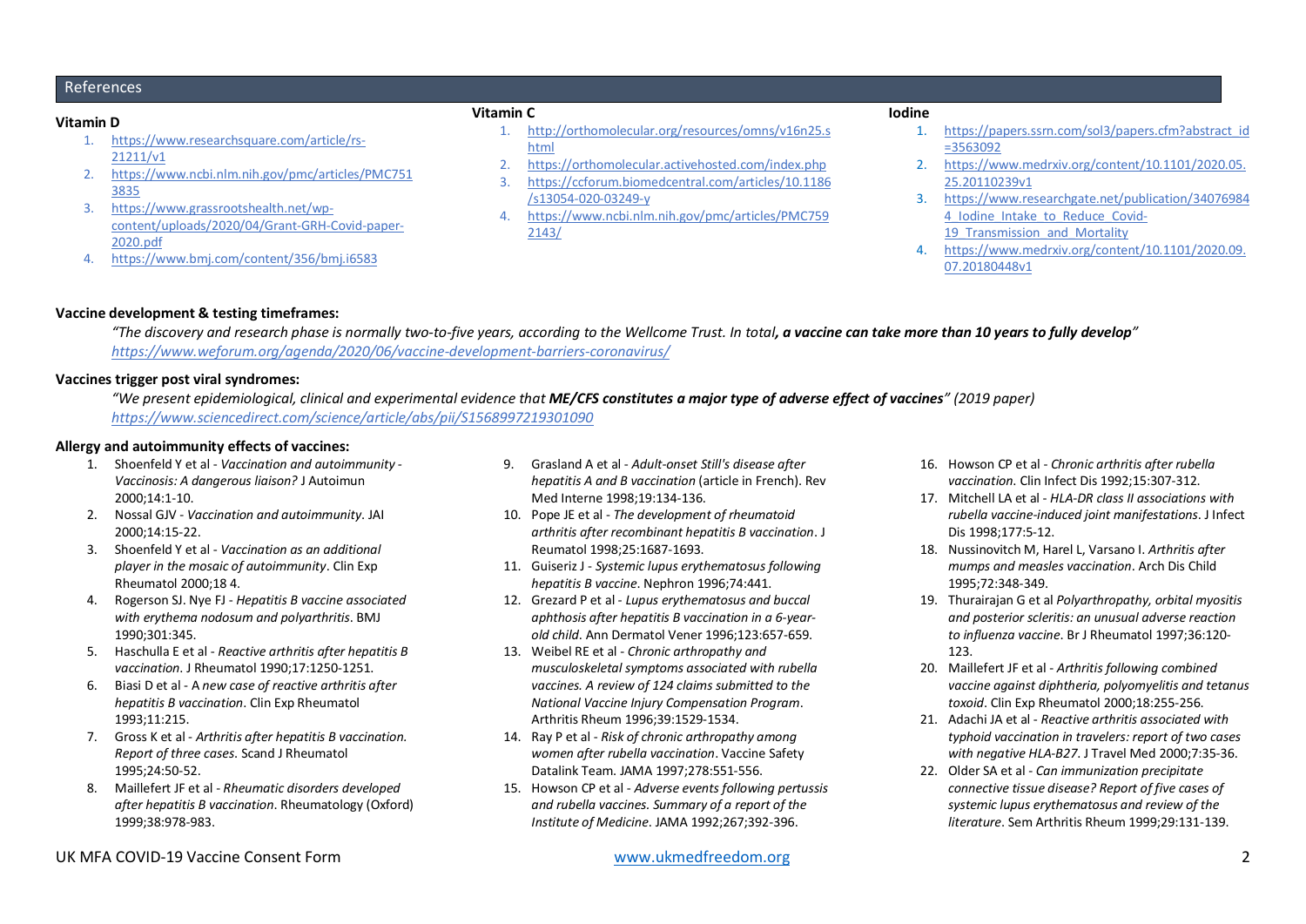## References

### Vitamin D

1. https://www.researchsquare.com/article/rs-21211/v1
2. https://www.ncbi.nlm.nih.gov/pmc/articles/PMC7513835
3. https://www.grassrootshealth.net/wp-content/uploads/2020/04/Grant-GRH-Covid-paper-2020.pdf
4. https://www.bmj.com/content/356/bmj.i6583

### Vitamin C

1. http://orthomolecular.org/resources/omns/v16n25.shtml
2. https://orthomolecular.activehosted.com/index.php
3. https://ccforum.biomedcentral.com/articles/10.1186/s13054-020-03249-y
4. https://www.ncbi.nlm.nih.gov/pmc/articles/PMC7592143/

### Iodine

1. https://papers.ssrn.com/sol3/papers.cfm?abstract_id=3563092
2. https://www.medrxiv.org/content/10.1101/2020.05.25.20110239v1
3. https://www.researchgate.net/publication/340769844_Iodine_Intake_to_Reduce_Covid-19_Transmission_and_Mortality
4. https://www.medrxiv.org/content/10.1101/2020.09.07.20180448v1

**Vaccine development & testing timeframes:**

*"The discovery and research phase is normally two-to-five years, according to the Wellcome Trust. In total, **a vaccine can take more than 10 years to fully develop**"*
*https://www.weforum.org/agenda/2020/06/vaccine-development-barriers-coronavirus/*

**Vaccines trigger post viral syndromes:**

*"We present epidemiological, clinical and experimental evidence that **ME/CFS constitutes a major type of adverse effect of vaccines**" (2019 paper)*
*https://www.sciencedirect.com/science/article/abs/pii/S1568997219301090*

**Allergy and autoimmunity effects of vaccines:**

1. Shoenfeld Y et al - *Vaccination and autoimmunity - Vaccinosis: A dangerous liaison?* J Autoimun 2000;14:1-10.
2. Nossal GJV - *Vaccination and autoimmunity*. JAI 2000;14:15-22.
3. Shoenfeld Y et al - *Vaccination as an additional player in the mosaic of autoimmunity*. Clin Exp Rheumatol 2000;18 4.
4. Rogerson SJ. Nye FJ - *Hepatitis B vaccine associated with erythema nodosum and polyarthritis*. BMJ 1990;301:345.
5. Haschulla E et al - *Reactive arthritis after hepatitis B vaccination*. J Rheumatol 1990;17:1250-1251.
6. Biasi D et al - A *new case of reactive arthritis after hepatitis B vaccination*. Clin Exp Rheumatol 1993;11:215.
7. Gross K et al - *Arthritis after hepatitis B vaccination. Report of three cases.* Scand J Rheumatol 1995;24:50-52.
8. Maillefert JF et al - *Rheumatic disorders developed after hepatitis B vaccination*. Rheumatology (Oxford) 1999;38:978-983.
9. Grasland A et al - *Adult-onset Still's disease after hepatitis A and B vaccination* (article in French). Rev Med Interne 1998;19:134-136.
10. Pope JE et al - *The development of rheumatoid arthritis after recombinant hepatitis B vaccination*. J Reumatol 1998;25:1687-1693.
11. Guiseriz J - *Systemic lupus erythematosus following hepatitis B vaccine*. Nephron 1996;74:441.
12. Grezard P et al - *Lupus erythematosus and buccal aphthosis after hepatitis B vaccination in a 6-year-old child*. Ann Dermatol Vener 1996;123:657-659.
13. Weibel RE et al - *Chronic arthropathy and musculoskeletal symptoms associated with rubella vaccines. A review of 124 claims submitted to the National Vaccine Injury Compensation Program*. Arthritis Rheum 1996;39:1529-1534.
14. Ray P et al - *Risk of chronic arthropathy among women after rubella vaccination*. Vaccine Safety Datalink Team. JAMA 1997;278:551-556.
15. Howson CP et al - *Adverse events following pertussis and rubella vaccines. Summary of a report of the Institute of Medicine*. JAMA 1992;267;392-396.
16. Howson CP et al - *Chronic arthritis after rubella vaccination.* Clin Infect Dis 1992;15:307-312.
17. Mitchell LA et al - *HLA-DR class II associations with rubella vaccine-induced joint manifestations*. J Infect Dis 1998;177:5-12.
18. Nussinovitch M, Harel L, Varsano I. *Arthritis after mumps and measles vaccination*. Arch Dis Child 1995;72:348-349.
19. Thurairajan G et al *Polyarthropathy, orbital myositis and posterior scleritis: an unusual adverse reaction to influenza vaccine*. Br J Rheumatol 1997;36:120-123.
20. Maillefert JF et al - *Arthritis following combined vaccine against diphtheria, polyomyelitis and tetanus toxoid*. Clin Exp Rheumatol 2000;18:255-256.
21. Adachi JA et al - *Reactive arthritis associated with typhoid vaccination in travelers: report of two cases with negative HLA-B27*. J Travel Med 2000;7:35-36.
22. Older SA et al - *Can immunization precipitate connective tissue disease? Report of five cases of systemic lupus erythematosus and review of the literature*. Sem Arthritis Rheum 1999;29:131-139.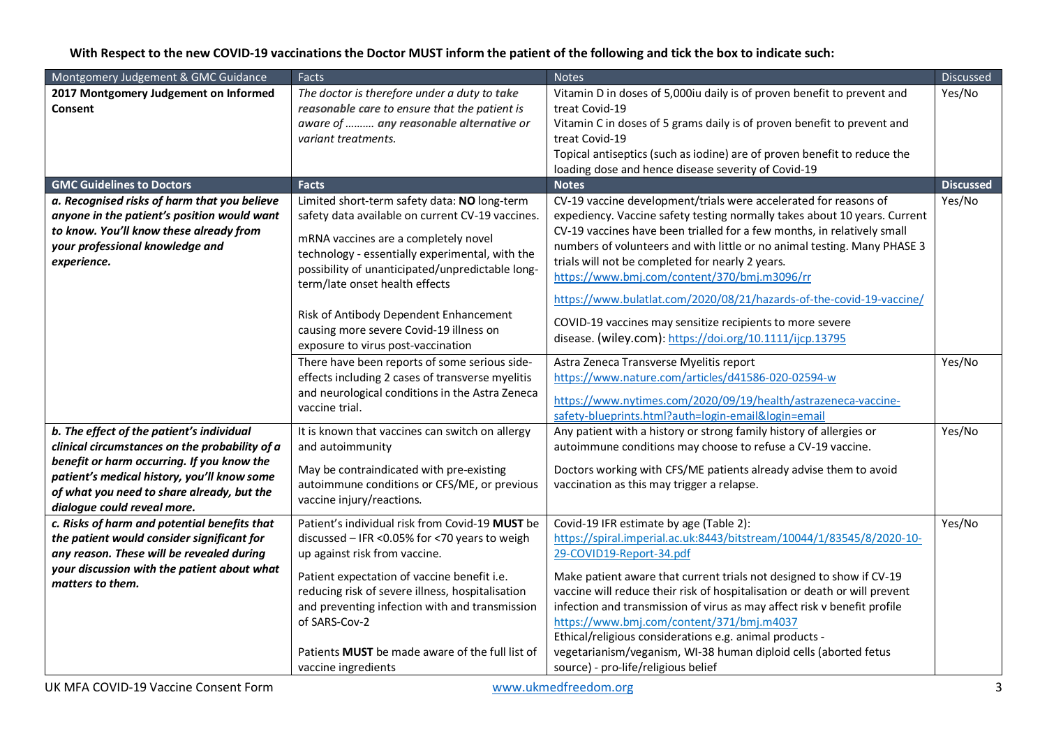**With Respect to the new COVID-19 vaccinations the Doctor MUST inform the patient of the following and tick the box to indicate such:**

| Montgomery Judgement & GMC Guidance | Facts | Notes | Discussed |
|---|---|---|---|
| **2017 Montgomery Judgement on Informed Consent** | *The doctor is therefore under a duty to take **reasonable care** to ensure that the patient is aware of ………. **any reasonable alternative** or variant treatments.* | Vitamin D in doses of 5,000iu daily is of proven benefit to prevent and treat Covid-19<br>Vitamin C in doses of 5 grams daily is of proven benefit to prevent and treat Covid-19<br>Topical antiseptics (such as iodine) are of proven benefit to reduce the loading dose and hence disease severity of Covid-19 | Yes/No |
| **GMC Guidelines to Doctors** | **Facts** | **Notes** | **Discussed** |
| ***a. Recognised risks of harm that you believe anyone in the patient's position would want to know. You'll know these already from your professional knowledge and experience.*** | Limited short-term safety data: **NO** long-term safety data available on current CV-19 vaccines.<br><br>mRNA vaccines are a completely novel technology - essentially experimental, with the possibility of unanticipated/unpredictable long-term/late onset health effects<br><br>Risk of Antibody Dependent Enhancement causing more severe Covid-19 illness on exposure to virus post-vaccination | CV-19 vaccine development/trials were accelerated for reasons of expediency. Vaccine safety testing normally takes about 10 years. Current CV-19 vaccines have been trialled for a few months, in relatively small numbers of volunteers and with little or no animal testing. Many PHASE 3 trials will not be completed for nearly 2 years.<br>https://www.bmj.com/content/370/bmj.m3096/rr<br><br>https://www.bulatlat.com/2020/08/21/hazards-of-the-covid-19-vaccine/<br><br>COVID-19 vaccines may sensitize recipients to more severe disease. (wiley.com): https://doi.org/10.1111/ijcp.13795 | Yes/No |
| | There have been reports of some serious side-effects including 2 cases of transverse myelitis and neurological conditions in the Astra Zeneca vaccine trial. | Astra Zeneca Transverse Myelitis report<br>https://www.nature.com/articles/d41586-020-02594-w<br><br>https://www.nytimes.com/2020/09/19/health/astrazeneca-vaccine-safety-blueprints.html?auth=login-email&login=email | Yes/No |
| ***b. The effect of the patient's individual clinical circumstances on the probability of a benefit or harm occurring. If you know the patient's medical history, you'll know some of what you need to share already, but the dialogue could reveal more.*** | It is known that vaccines can switch on allergy and autoimmunity<br><br>May be contraindicated with pre-existing autoimmune conditions or CFS/ME, or previous vaccine injury/reactions. | Any patient with a history or strong family history of allergies or autoimmune conditions may choose to refuse a CV-19 vaccine.<br><br>Doctors working with CFS/ME patients already advise them to avoid vaccination as this may trigger a relapse. | Yes/No |
| ***c. Risks of harm and potential benefits that the patient would consider significant for any reason. These will be revealed during your discussion with the patient about what matters to them.*** | Patient's individual risk from Covid-19 **MUST** be discussed – IFR <0.05% for <70 years to weigh up against risk from vaccine.<br><br>Patient expectation of vaccine benefit i.e. reducing risk of severe illness, hospitalisation and preventing infection with and transmission of SARS-Cov-2<br><br>Patients **MUST** be made aware of the full list of vaccine ingredients | Covid-19 IFR estimate by age (Table 2):<br>https://spiral.imperial.ac.uk:8443/bitstream/10044/1/83545/8/2020-10-29-COVID19-Report-34.pdf<br><br>Make patient aware that current trials not designed to show if CV-19 vaccine will reduce their risk of hospitalisation or death or will prevent infection and transmission of virus as may affect risk v benefit profile<br>https://www.bmj.com/content/371/bmj.m4037<br>Ethical/religious considerations e.g. animal products - vegetarianism/veganism, WI-38 human diploid cells (aborted fetus source) - pro-life/religious belief | Yes/No |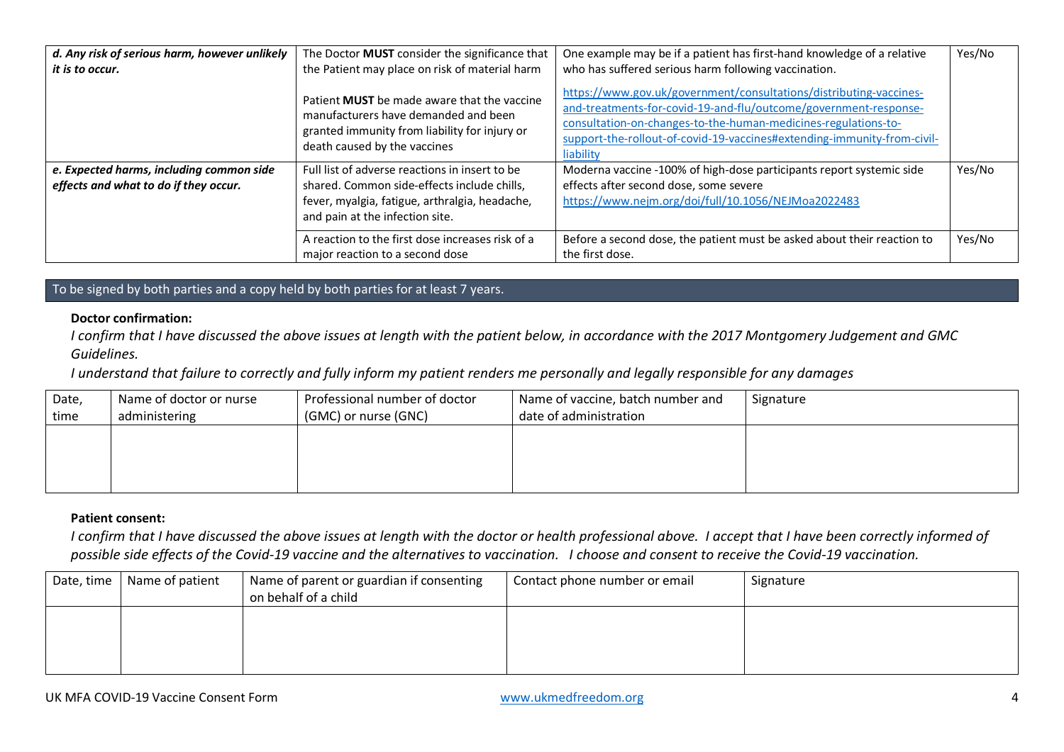| | | | |
|---|---|---|---|
| ***d. Any risk of serious harm, however unlikely it is to occur.*** | The Doctor **MUST** consider the significance that the Patient may place on risk of material harm<br><br>Patient **MUST** be made aware that the vaccine manufacturers have demanded and been granted immunity from liability for injury or death caused by the vaccines | One example may be if a patient has first-hand knowledge of a relative who has suffered serious harm following vaccination.<br><br>https://www.gov.uk/government/consultations/distributing-vaccines-and-treatments-for-covid-19-and-flu/outcome/government-response-consultation-on-changes-to-the-human-medicines-regulations-to-support-the-rollout-of-covid-19-vaccines#extending-immunity-from-civil-liability | Yes/No |
| ***e. Expected harms, including common side effects and what to do if they occur.*** | Full list of adverse reactions in insert to be shared. Common side-effects include chills, fever, myalgia, fatigue, arthralgia, headache, and pain at the infection site. | Moderna vaccine -100% of high-dose participants report systemic side effects after second dose, some severe https://www.nejm.org/doi/full/10.1056/NEJMoa2022483 | Yes/No |
| | A reaction to the first dose increases risk of a major reaction to a second dose | Before a second dose, the patient must be asked about their reaction to the first dose. | Yes/No |

To be signed by both parties and a copy held by both parties for at least 7 years.

**Doctor confirmation:**

*I confirm that I have discussed the above issues at length with the patient below, in accordance with the 2017 Montgomery Judgement and GMC Guidelines.*

*I understand that failure to correctly and fully inform my patient renders me personally and legally responsible for any damages*

| Date, time | Name of doctor or nurse administering | Professional number of doctor (GMC) or nurse (GNC) | Name of vaccine, batch number and date of administration | Signature |
|---|---|---|---|---|
| | | | | |

**Patient consent:**

*I confirm that I have discussed the above issues at length with the doctor or health professional above. I accept that I have been correctly informed of possible side effects of the Covid-19 vaccine and the alternatives to vaccination. I choose and consent to receive the Covid-19 vaccination.*

| Date, time | Name of patient | Name of parent or guardian if consenting on behalf of a child | Contact phone number or email | Signature |
|---|---|---|---|---|
| | | | | |

UK MFA COVID-19 Vaccine Consent Form www.ukmedfreedom.org